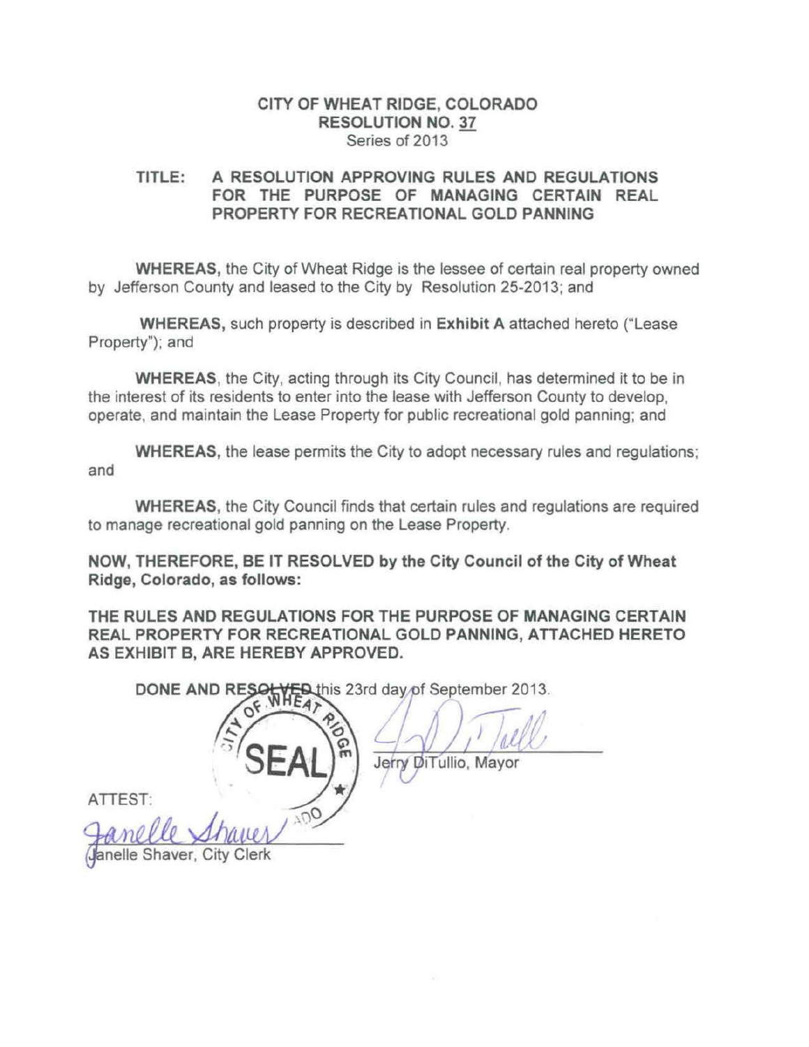**CITY OF WHEAT RIDGE, COLORADO**
**RESOLUTION NO. 37**
Series of 2013

**TITLE: A RESOLUTION APPROVING RULES AND REGULATIONS FOR THE PURPOSE OF MANAGING CERTAIN REAL PROPERTY FOR RECREATIONAL GOLD PANNING**

**WHEREAS,** the City of Wheat Ridge is the lessee of certain real property owned by Jefferson County and leased to the City by Resolution 25-2013; and

**WHEREAS,** such property is described in **Exhibit A** attached hereto ("Lease Property"); and

**WHEREAS**, the City, acting through its City Council, has determined it to be in the interest of its residents to enter into the lease with Jefferson County to develop, operate, and maintain the Lease Property for public recreational gold panning; and

**WHEREAS,** the lease permits the City to adopt necessary rules and regulations; and

**WHEREAS,** the City Council finds that certain rules and regulations are required to manage recreational gold panning on the Lease Property.

**NOW, THEREFORE, BE IT RESOLVED by the City Council of the City of Wheat Ridge, Colorado, as follows:**

**THE RULES AND REGULATIONS FOR THE PURPOSE OF MANAGING CERTAIN REAL PROPERTY FOR RECREATIONAL GOLD PANNING, ATTACHED HERETO AS EXHIBIT B, ARE HEREBY APPROVED.**

**DONE AND RESOLVED** this 23rd day of September 2013.

SEAL

Jerry DiTullio, Mayor

ATTEST:

Janelle Shaver, City Clerk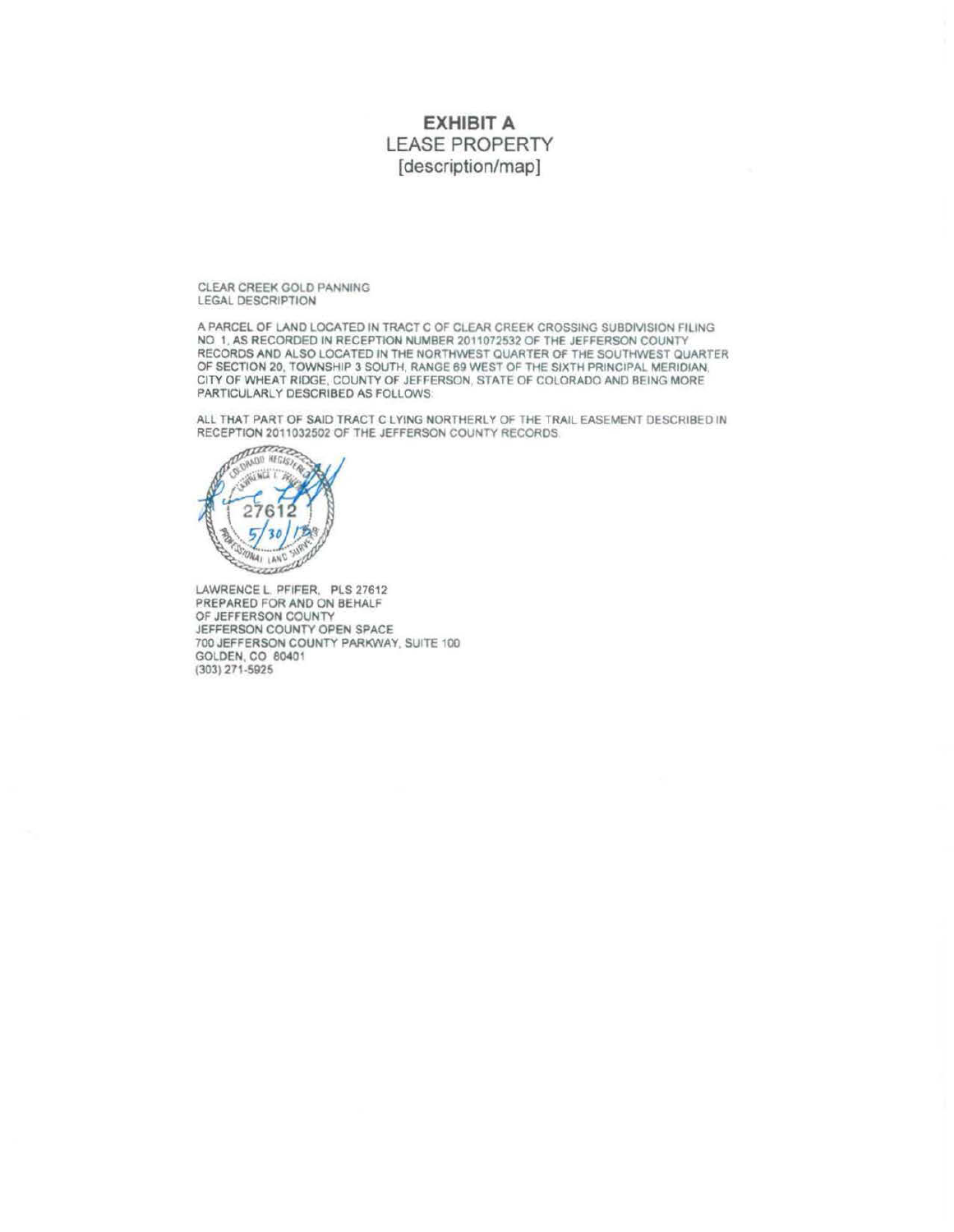# EXHIBIT A
## LEASE PROPERTY
[description/map]

CLEAR CREEK GOLD PANNING
LEGAL DESCRIPTION

A PARCEL OF LAND LOCATED IN TRACT C OF CLEAR CREEK CROSSING SUBDIVISION FILING NO. 1, AS RECORDED IN RECEPTION NUMBER 2011072532 OF THE JEFFERSON COUNTY RECORDS AND ALSO LOCATED IN THE NORTHWEST QUARTER OF THE SOUTHWEST QUARTER OF SECTION 20, TOWNSHIP 3 SOUTH, RANGE 69 WEST OF THE SIXTH PRINCIPAL MERIDIAN, CITY OF WHEAT RIDGE, COUNTY OF JEFFERSON, STATE OF COLORADO AND BEING MORE PARTICULARLY DESCRIBED AS FOLLOWS:

ALL THAT PART OF SAID TRACT C LYING NORTHERLY OF THE TRAIL EASEMENT DESCRIBED IN RECEPTION 2011032502 OF THE JEFFERSON COUNTY RECORDS.

COLORADO REGISTERED
LAWRENCE L. PFIFER
27612
5/30/13
PROFESSIONAL LAND SURVEYOR

LAWRENCE L. PFIFER, PLS 27612
PREPARED FOR AND ON BEHALF
OF JEFFERSON COUNTY
JEFFERSON COUNTY OPEN SPACE
700 JEFFERSON COUNTY PARKWAY, SUITE 100
GOLDEN, CO 80401
(303) 271-5925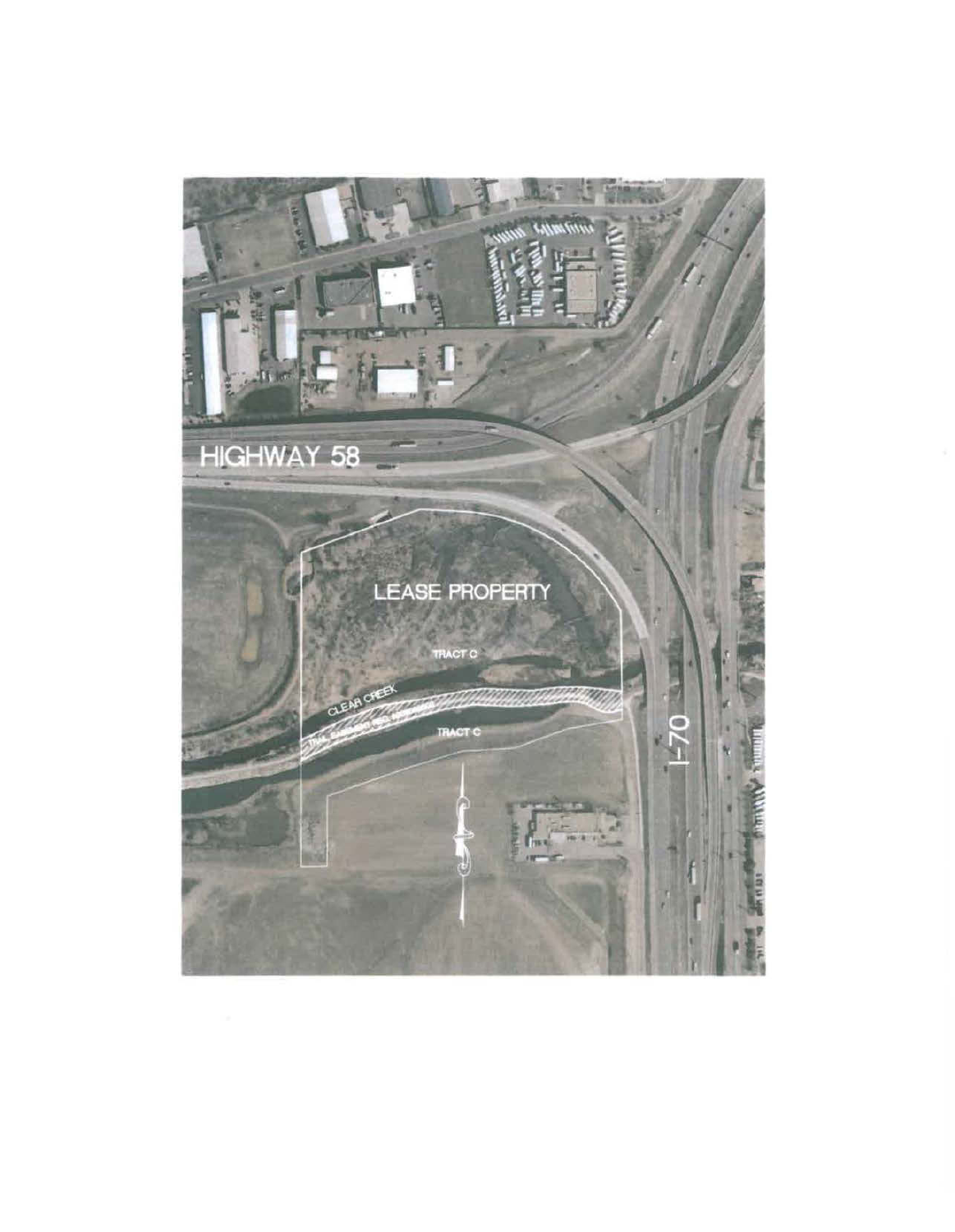HIGHWAY 58

LEASE PROPERTY

TRACT C

CLEAR CREEK

TRACT C

I-70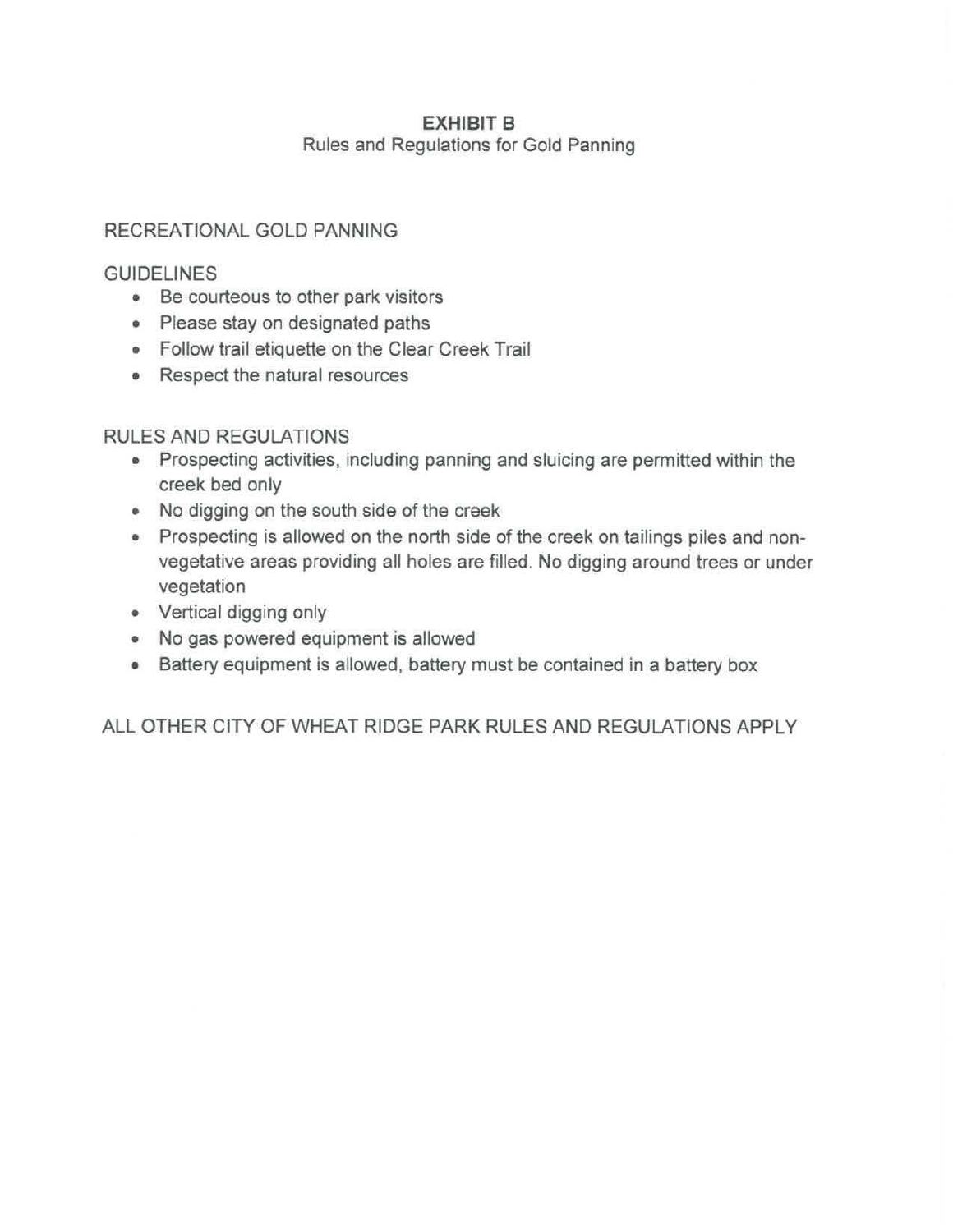# EXHIBIT B

Rules and Regulations for Gold Panning

## RECREATIONAL GOLD PANNING

### GUIDELINES

- Be courteous to other park visitors
- Please stay on designated paths
- Follow trail etiquette on the Clear Creek Trail
- Respect the natural resources

### RULES AND REGULATIONS

- Prospecting activities, including panning and sluicing are permitted within the creek bed only
- No digging on the south side of the creek
- Prospecting is allowed on the north side of the creek on tailings piles and non-vegetative areas providing all holes are filled. No digging around trees or under vegetation
- Vertical digging only
- No gas powered equipment is allowed
- Battery equipment is allowed, battery must be contained in a battery box

ALL OTHER CITY OF WHEAT RIDGE PARK RULES AND REGULATIONS APPLY